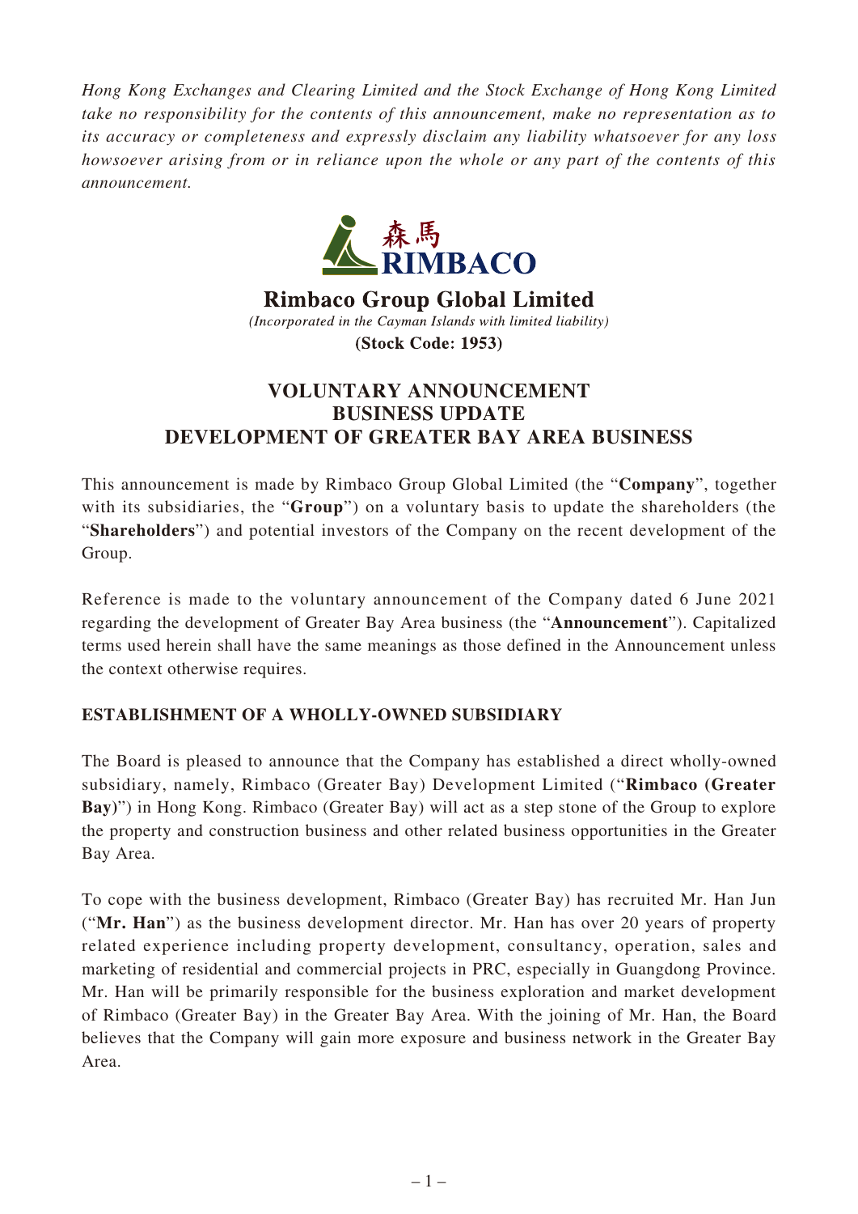*Hong Kong Exchanges and Clearing Limited and the Stock Exchange of Hong Kong Limited take no responsibility for the contents of this announcement, make no representation as to its accuracy or completeness and expressly disclaim any liability whatsoever for any loss howsoever arising from or in reliance upon the whole or any part of the contents of this announcement.*

森馬
RIMBACO

# Rimbaco Group Global Limited

*(Incorporated in the Cayman Islands with limited liability)*

**(Stock Code: 1953)**

# VOLUNTARY ANNOUNCEMENT
# BUSINESS UPDATE
# DEVELOPMENT OF GREATER BAY AREA BUSINESS

This announcement is made by Rimbaco Group Global Limited (the "**Company**", together with its subsidiaries, the "**Group**") on a voluntary basis to update the shareholders (the "**Shareholders**") and potential investors of the Company on the recent development of the Group.

Reference is made to the voluntary announcement of the Company dated 6 June 2021 regarding the development of Greater Bay Area business (the "**Announcement**"). Capitalized terms used herein shall have the same meanings as those defined in the Announcement unless the context otherwise requires.

## ESTABLISHMENT OF A WHOLLY-OWNED SUBSIDIARY

The Board is pleased to announce that the Company has established a direct wholly-owned subsidiary, namely, Rimbaco (Greater Bay) Development Limited ("**Rimbaco (Greater Bay)**") in Hong Kong. Rimbaco (Greater Bay) will act as a step stone of the Group to explore the property and construction business and other related business opportunities in the Greater Bay Area.

To cope with the business development, Rimbaco (Greater Bay) has recruited Mr. Han Jun ("**Mr. Han**") as the business development director. Mr. Han has over 20 years of property related experience including property development, consultancy, operation, sales and marketing of residential and commercial projects in PRC, especially in Guangdong Province. Mr. Han will be primarily responsible for the business exploration and market development of Rimbaco (Greater Bay) in the Greater Bay Area. With the joining of Mr. Han, the Board believes that the Company will gain more exposure and business network in the Greater Bay Area.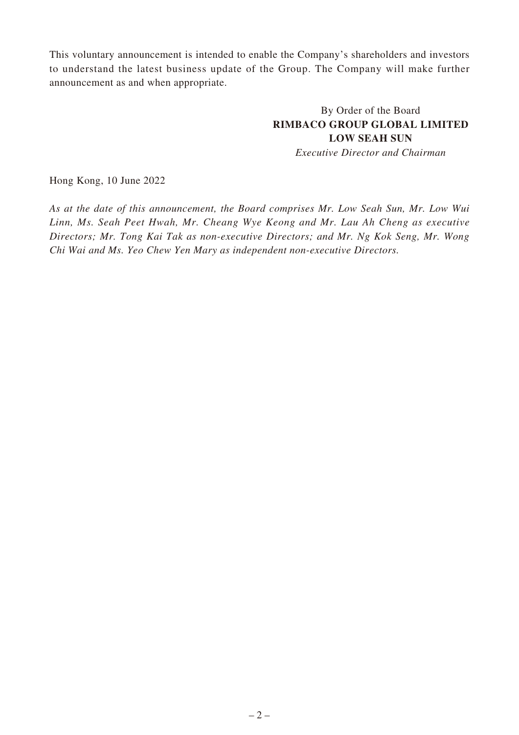This voluntary announcement is intended to enable the Company's shareholders and investors to understand the latest business update of the Group. The Company will make further announcement as and when appropriate.

By Order of the Board
**RIMBACO GROUP GLOBAL LIMITED**
**LOW SEAH SUN**
*Executive Director and Chairman*

Hong Kong, 10 June 2022

*As at the date of this announcement, the Board comprises Mr. Low Seah Sun, Mr. Low Wui Linn, Ms. Seah Peet Hwah, Mr. Cheang Wye Keong and Mr. Lau Ah Cheng as executive Directors; Mr. Tong Kai Tak as non-executive Directors; and Mr. Ng Kok Seng, Mr. Wong Chi Wai and Ms. Yeo Chew Yen Mary as independent non-executive Directors.*